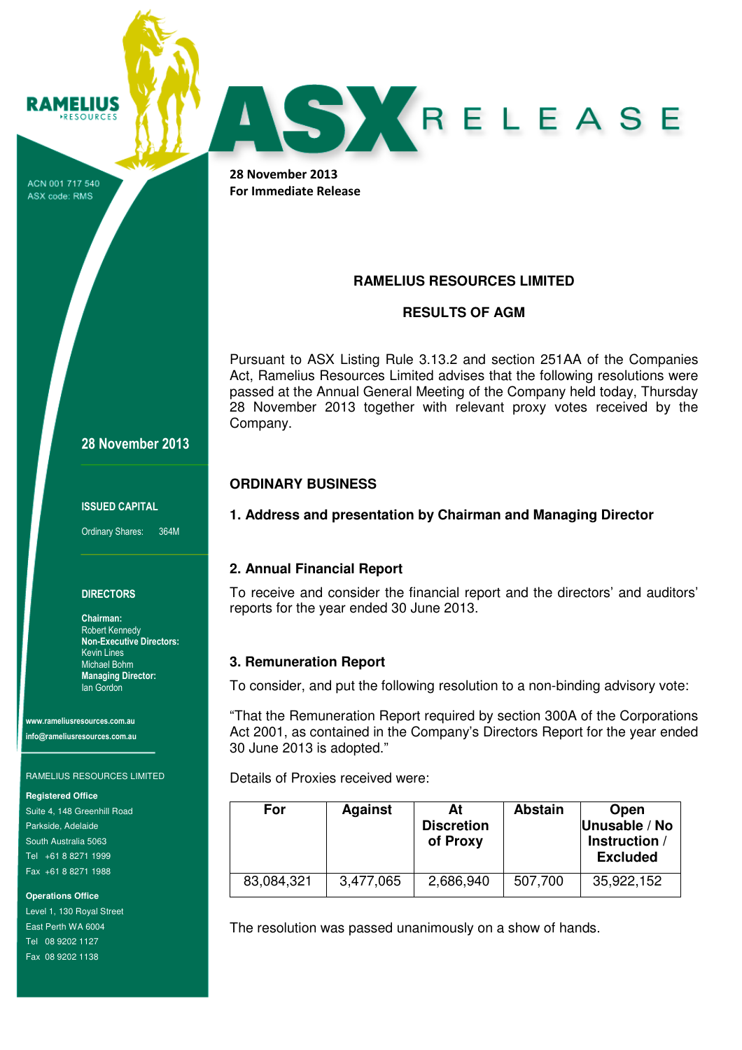RAMELIUS RESOURCES

ACN 001 717 540
ASX code: RMS

# ASX RELEASE

**28 November 2013**
**For Immediate Release**

**28 November 2013**

**ISSUED CAPITAL**

Ordinary Shares: 364M

**DIRECTORS**

**Chairman:**
Robert Kennedy
**Non-Executive Directors:**
Kevin Lines
Michael Bohm
**Managing Director:**
Ian Gordon

www.rameliusresources.com.au
info@rameliusresources.com.au

RAMELIUS RESOURCES LIMITED

**Registered Office**
Suite 4, 148 Greenhill Road
Parkside, Adelaide
South Australia 5063
Tel +61 8 8271 1999
Fax +61 8 8271 1988

**Operations Office**
Level 1, 130 Royal Street
East Perth WA 6004
Tel 08 9202 1127
Fax 08 9202 1138

## RAMELIUS RESOURCES LIMITED

## RESULTS OF AGM

Pursuant to ASX Listing Rule 3.13.2 and section 251AA of the Companies Act, Ramelius Resources Limited advises that the following resolutions were passed at the Annual General Meeting of the Company held today, Thursday 28 November 2013 together with relevant proxy votes received by the Company.

### ORDINARY BUSINESS

### 1. Address and presentation by Chairman and Managing Director

### 2. Annual Financial Report

To receive and consider the financial report and the directors' and auditors' reports for the year ended 30 June 2013.

### 3. Remuneration Report

To consider, and put the following resolution to a non-binding advisory vote:

"That the Remuneration Report required by section 300A of the Corporations Act 2001, as contained in the Company's Directors Report for the year ended 30 June 2013 is adopted."

Details of Proxies received were:

| For | Against | At Discretion of Proxy | Abstain | Open Unusable / No Instruction / Excluded |
|---|---|---|---|---|
| 83,084,321 | 3,477,065 | 2,686,940 | 507,700 | 35,922,152 |

The resolution was passed unanimously on a show of hands.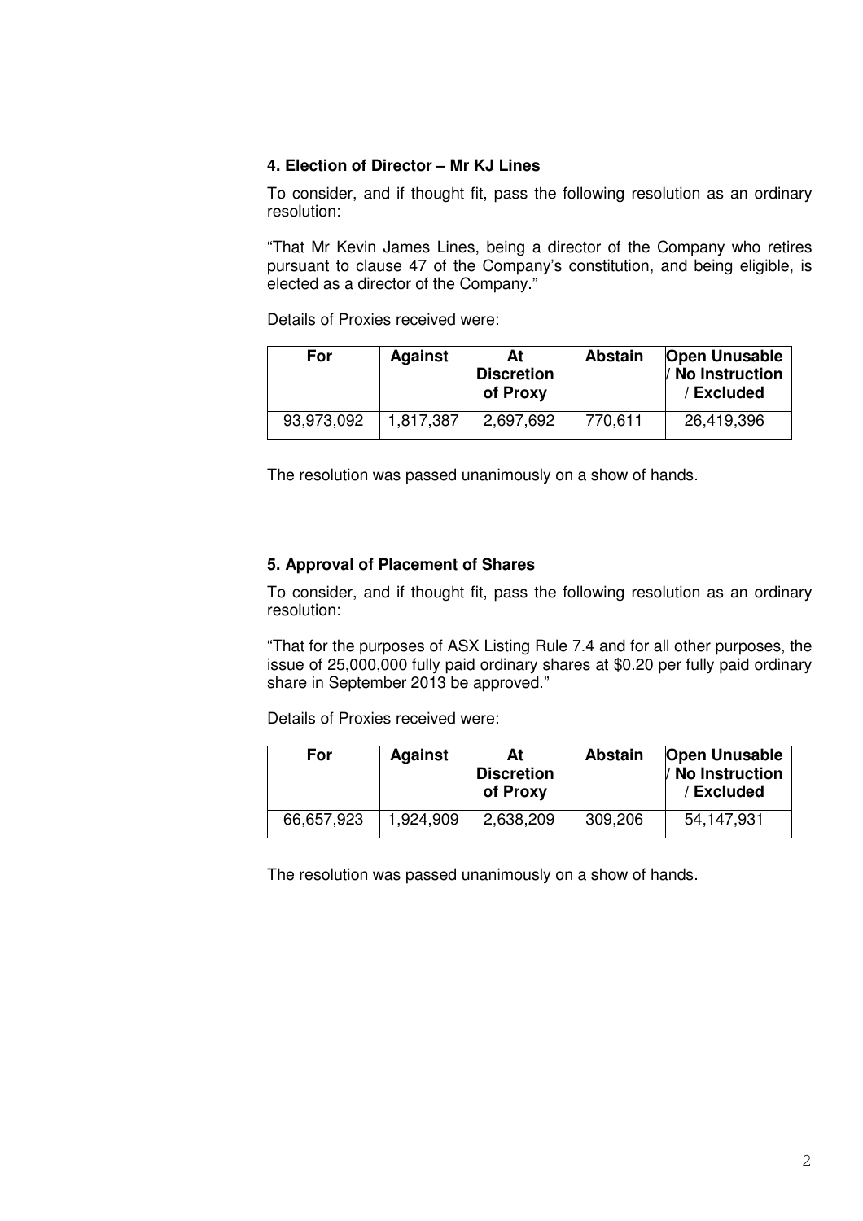### 4. Election of Director – Mr KJ Lines

To consider, and if thought fit, pass the following resolution as an ordinary resolution:

"That Mr Kevin James Lines, being a director of the Company who retires pursuant to clause 47 of the Company's constitution, and being eligible, is elected as a director of the Company."

Details of Proxies received were:

| For | Against | At Discretion of Proxy | Abstain | Open Unusable / No Instruction / Excluded |
|---|---|---|---|---|
| 93,973,092 | 1,817,387 | 2,697,692 | 770,611 | 26,419,396 |

The resolution was passed unanimously on a show of hands.

### 5. Approval of Placement of Shares

To consider, and if thought fit, pass the following resolution as an ordinary resolution:

"That for the purposes of ASX Listing Rule 7.4 and for all other purposes, the issue of 25,000,000 fully paid ordinary shares at $0.20 per fully paid ordinary share in September 2013 be approved."

Details of Proxies received were:

| For | Against | At Discretion of Proxy | Abstain | Open Unusable / No Instruction / Excluded |
|---|---|---|---|---|
| 66,657,923 | 1,924,909 | 2,638,209 | 309,206 | 54,147,931 |

The resolution was passed unanimously on a show of hands.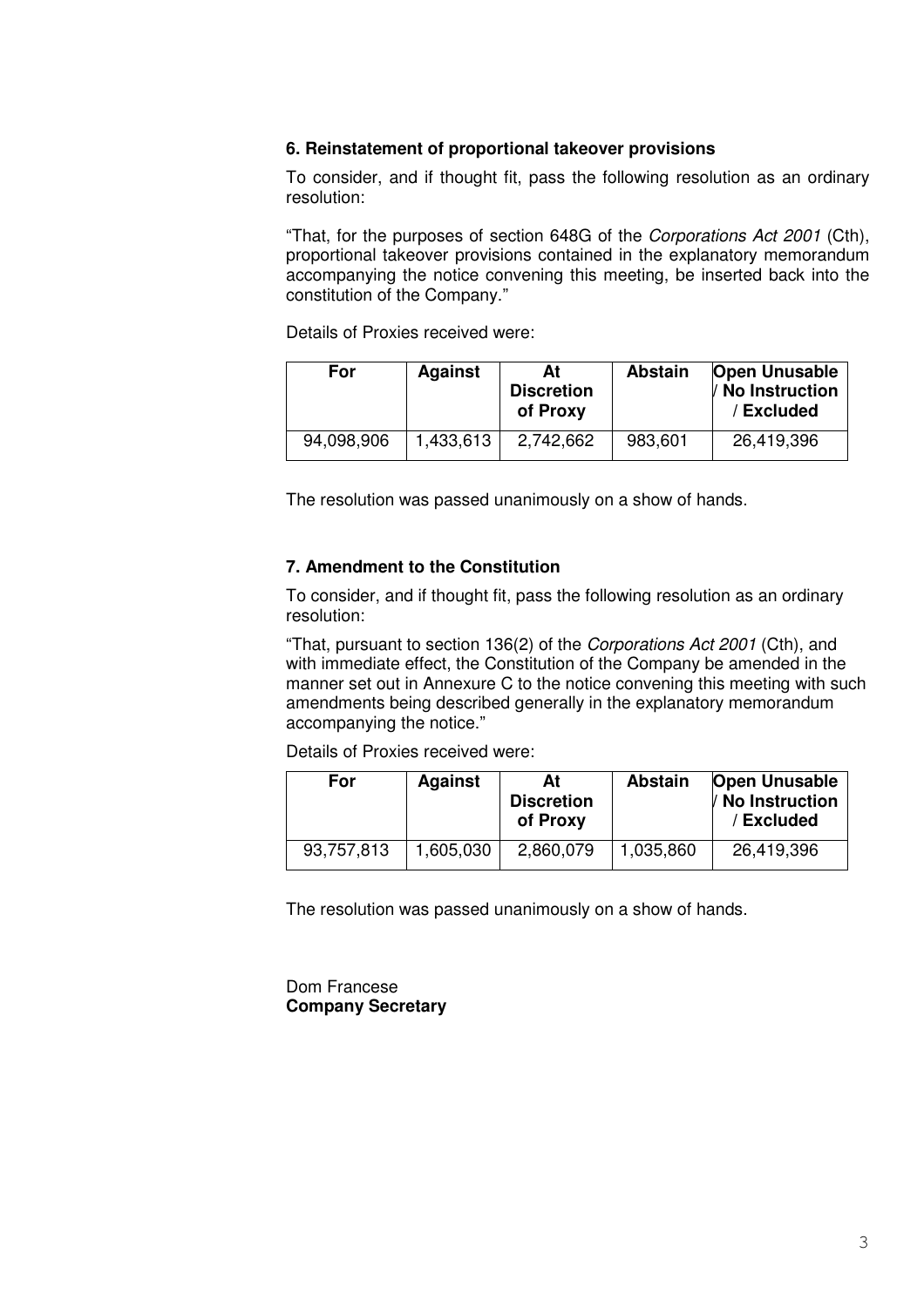### 6. Reinstatement of proportional takeover provisions

To consider, and if thought fit, pass the following resolution as an ordinary resolution:

"That, for the purposes of section 648G of the *Corporations Act 2001* (Cth), proportional takeover provisions contained in the explanatory memorandum accompanying the notice convening this meeting, be inserted back into the constitution of the Company."

Details of Proxies received were:

| For | Against | At Discretion of Proxy | Abstain | Open Unusable / No Instruction / Excluded |
|---|---|---|---|---|
| 94,098,906 | 1,433,613 | 2,742,662 | 983,601 | 26,419,396 |

The resolution was passed unanimously on a show of hands.

### 7. Amendment to the Constitution

To consider, and if thought fit, pass the following resolution as an ordinary resolution:

"That, pursuant to section 136(2) of the *Corporations Act 2001* (Cth), and with immediate effect, the Constitution of the Company be amended in the manner set out in Annexure C to the notice convening this meeting with such amendments being described generally in the explanatory memorandum accompanying the notice."

Details of Proxies received were:

| For | Against | At Discretion of Proxy | Abstain | Open Unusable / No Instruction / Excluded |
|---|---|---|---|---|
| 93,757,813 | 1,605,030 | 2,860,079 | 1,035,860 | 26,419,396 |

The resolution was passed unanimously on a show of hands.

Dom Francese
**Company Secretary**